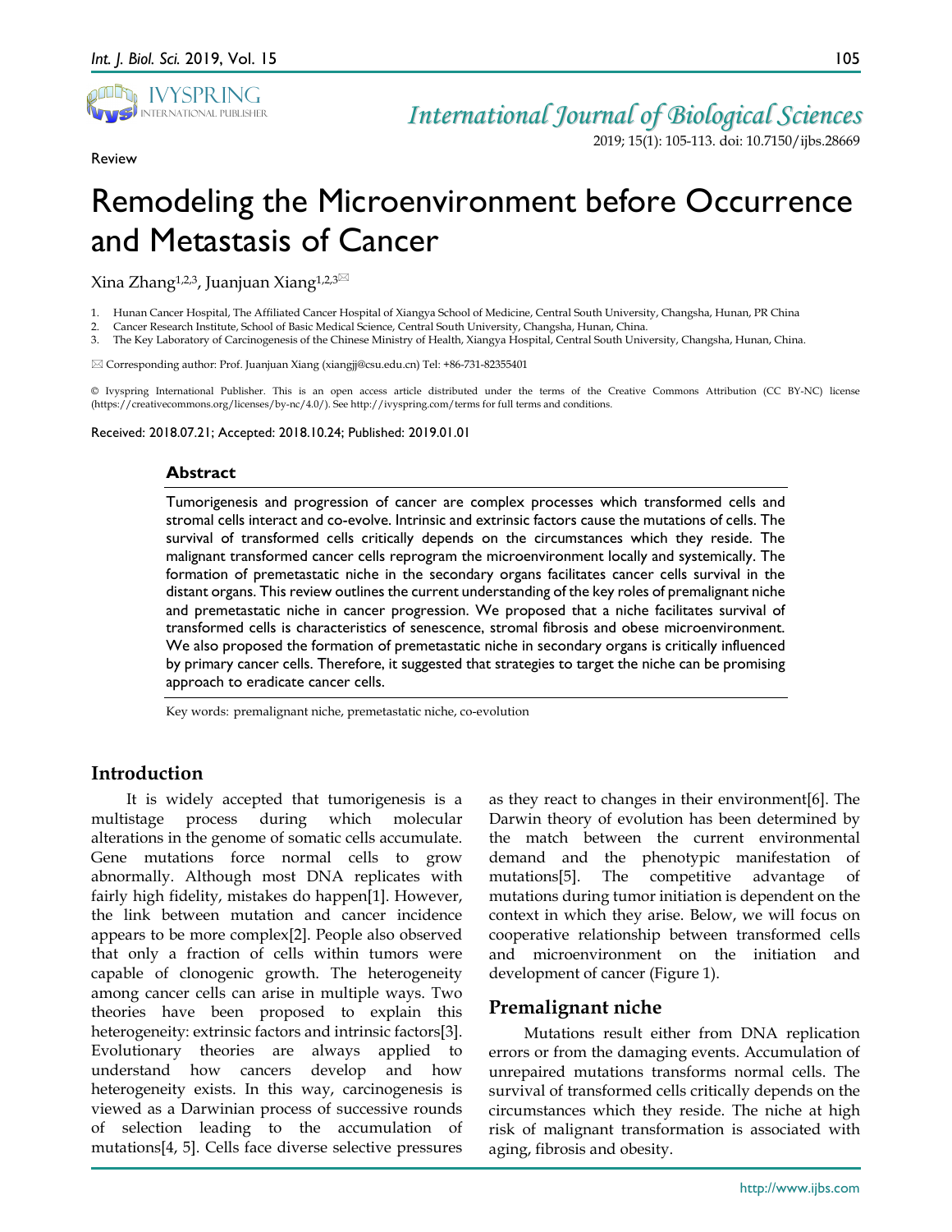Review

# Remodeling the Microenvironment before Occurrence and Metastasis of Cancer

Xina Zhang[1,2,3], Juanjuan Xiang[1,2,3]✉

1. Hunan Cancer Hospital, The Affiliated Cancer Hospital of Xiangya School of Medicine, Central South University, Changsha, Hunan, PR China
2. Cancer Research Institute, School of Basic Medical Science, Central South University, Changsha, Hunan, China.
3. The Key Laboratory of Carcinogenesis of the Chinese Ministry of Health, Xiangya Hospital, Central South University, Changsha, Hunan, China.

✉ Corresponding author: Prof. Juanjuan Xiang (xiangjj@csu.edu.cn) Tel: +86-731-82355401

© Ivyspring International Publisher. This is an open access article distributed under the terms of the Creative Commons Attribution (CC BY-NC) license (https://creativecommons.org/licenses/by-nc/4.0/). See http://ivyspring.com/terms for full terms and conditions.

Received: 2018.07.21; Accepted: 2018.10.24; Published: 2019.01.01

## Abstract

Tumorigenesis and progression of cancer are complex processes which transformed cells and stromal cells interact and co-evolve. Intrinsic and extrinsic factors cause the mutations of cells. The survival of transformed cells critically depends on the circumstances which they reside. The malignant transformed cancer cells reprogram the microenvironment locally and systemically. The formation of premetastatic niche in the secondary organs facilitates cancer cells survival in the distant organs. This review outlines the current understanding of the key roles of premalignant niche and premetastatic niche in cancer progression. We proposed that a niche facilitates survival of transformed cells is characteristics of senescence, stromal fibrosis and obese microenvironment. We also proposed the formation of premetastatic niche in secondary organs is critically influenced by primary cancer cells. Therefore, it suggested that strategies to target the niche can be promising approach to eradicate cancer cells.

Key words: premalignant niche, premetastatic niche, co-evolution

## Introduction

It is widely accepted that tumorigenesis is a multistage process during which molecular alterations in the genome of somatic cells accumulate. Gene mutations force normal cells to grow abnormally. Although most DNA replicates with fairly high fidelity, mistakes do happen[1]. However, the link between mutation and cancer incidence appears to be more complex[2]. People also observed that only a fraction of cells within tumors were capable of clonogenic growth. The heterogeneity among cancer cells can arise in multiple ways. Two theories have been proposed to explain this heterogeneity: extrinsic factors and intrinsic factors[3]. Evolutionary theories are always applied to understand how cancers develop and how heterogeneity exists. In this way, carcinogenesis is viewed as a Darwinian process of successive rounds of selection leading to the accumulation of mutations[4, 5]. Cells face diverse selective pressures as they react to changes in their environment[6]. The Darwin theory of evolution has been determined by the match between the current environmental demand and the phenotypic manifestation of mutations[5]. The competitive advantage of mutations during tumor initiation is dependent on the context in which they arise. Below, we will focus on cooperative relationship between transformed cells and microenvironment on the initiation and development of cancer (Figure 1).

## Premalignant niche

Mutations result either from DNA replication errors or from the damaging events. Accumulation of unrepaired mutations transforms normal cells. The survival of transformed cells critically depends on the circumstances which they reside. The niche at high risk of malignant transformation is associated with aging, fibrosis and obesity.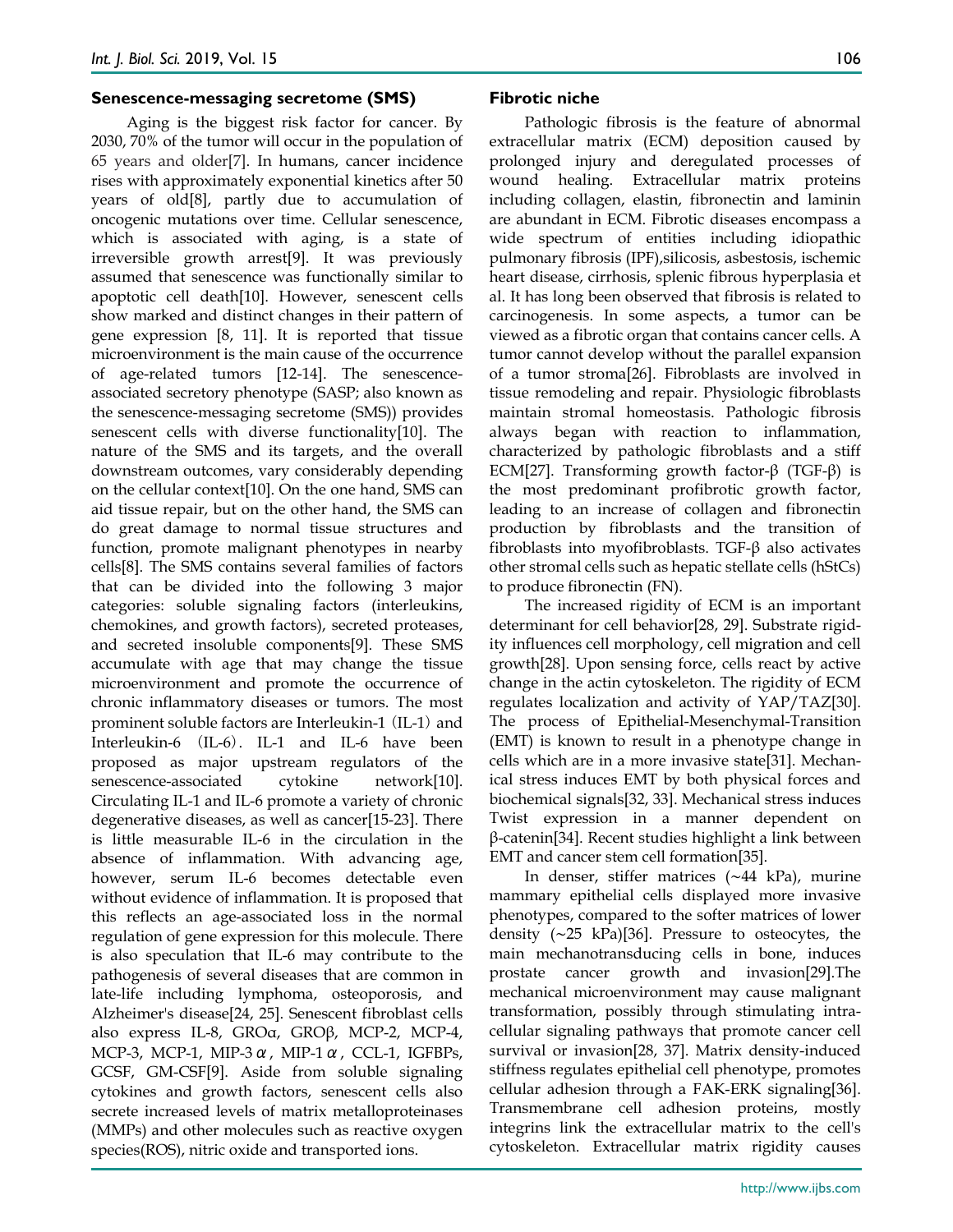### Senescence-messaging secretome (SMS)

Aging is the biggest risk factor for cancer. By 2030, 70% of the tumor will occur in the population of 65 years and older[7]. In humans, cancer incidence rises with approximately exponential kinetics after 50 years of old[8], partly due to accumulation of oncogenic mutations over time. Cellular senescence, which is associated with aging, is a state of irreversible growth arrest[9]. It was previously assumed that senescence was functionally similar to apoptotic cell death[10]. However, senescent cells show marked and distinct changes in their pattern of gene expression [8, 11]. It is reported that tissue microenvironment is the main cause of the occurrence of age-related tumors [12-14]. The senescence-associated secretory phenotype (SASP; also known as the senescence-messaging secretome (SMS)) provides senescent cells with diverse functionality[10]. The nature of the SMS and its targets, and the overall downstream outcomes, vary considerably depending on the cellular context[10]. On the one hand, SMS can aid tissue repair, but on the other hand, the SMS can do great damage to normal tissue structures and function, promote malignant phenotypes in nearby cells[8]. The SMS contains several families of factors that can be divided into the following 3 major categories: soluble signaling factors (interleukins, chemokines, and growth factors), secreted proteases, and secreted insoluble components[9]. These SMS accumulate with age that may change the tissue microenvironment and promote the occurrence of chronic inflammatory diseases or tumors. The most prominent soluble factors are Interleukin-1（IL-1）and Interleukin-6 （IL-6）. IL-1 and IL-6 have been proposed as major upstream regulators of the senescence-associated cytokine network[10]. Circulating IL-1 and IL-6 promote a variety of chronic degenerative diseases, as well as cancer[15-23]. There is little measurable IL-6 in the circulation in the absence of inflammation. With advancing age, however, serum IL-6 becomes detectable even without evidence of inflammation. It is proposed that this reflects an age-associated loss in the normal regulation of gene expression for this molecule. There is also speculation that IL-6 may contribute to the pathogenesis of several diseases that are common in late-life including lymphoma, osteoporosis, and Alzheimer's disease[24, 25]. Senescent fibroblast cells also express IL-8, GROα, GROβ, MCP-2, MCP-4, MCP-3, MCP-1, MIP-3α, MIP-1α, CCL-1, IGFBPs, GCSF, GM-CSF[9]. Aside from soluble signaling cytokines and growth factors, senescent cells also secrete increased levels of matrix metalloproteinases (MMPs) and other molecules such as reactive oxygen species(ROS), nitric oxide and transported ions.

### Fibrotic niche

Pathologic fibrosis is the feature of abnormal extracellular matrix (ECM) deposition caused by prolonged injury and deregulated processes of wound healing. Extracellular matrix proteins including collagen, elastin, fibronectin and laminin are abundant in ECM. Fibrotic diseases encompass a wide spectrum of entities including idiopathic pulmonary fibrosis (IPF),silicosis, asbestosis, ischemic heart disease, cirrhosis, splenic fibrous hyperplasia et al. It has long been observed that fibrosis is related to carcinogenesis. In some aspects, a tumor can be viewed as a fibrotic organ that contains cancer cells. A tumor cannot develop without the parallel expansion of a tumor stroma[26]. Fibroblasts are involved in tissue remodeling and repair. Physiologic fibroblasts maintain stromal homeostasis. Pathologic fibrosis always began with reaction to inflammation, characterized by pathologic fibroblasts and a stiff ECM[27]. Transforming growth factor-β (TGF-β) is the most predominant profibrotic growth factor, leading to an increase of collagen and fibronectin production by fibroblasts and the transition of fibroblasts into myofibroblasts. TGF-β also activates other stromal cells such as hepatic stellate cells (hStCs) to produce fibronectin (FN).

The increased rigidity of ECM is an important determinant for cell behavior[28, 29]. Substrate rigidity influences cell morphology, cell migration and cell growth[28]. Upon sensing force, cells react by active change in the actin cytoskeleton. The rigidity of ECM regulates localization and activity of YAP/TAZ[30]. The process of Epithelial-Mesenchymal-Transition (EMT) is known to result in a phenotype change in cells which are in a more invasive state[31]. Mechanical stress induces EMT by both physical forces and biochemical signals[32, 33]. Mechanical stress induces Twist expression in a manner dependent on β-catenin[34]. Recent studies highlight a link between EMT and cancer stem cell formation[35].

In denser, stiffer matrices (~44 kPa), murine mammary epithelial cells displayed more invasive phenotypes, compared to the softer matrices of lower density (~25 kPa)[36]. Pressure to osteocytes, the main mechanotransducing cells in bone, induces prostate cancer growth and invasion[29].The mechanical microenvironment may cause malignant transformation, possibly through stimulating intracellular signaling pathways that promote cancer cell survival or invasion[28, 37]. Matrix density-induced stiffness regulates epithelial cell phenotype, promotes cellular adhesion through a FAK-ERK signaling[36]. Transmembrane cell adhesion proteins, mostly integrins link the extracellular matrix to the cell's cytoskeleton. Extracellular matrix rigidity causes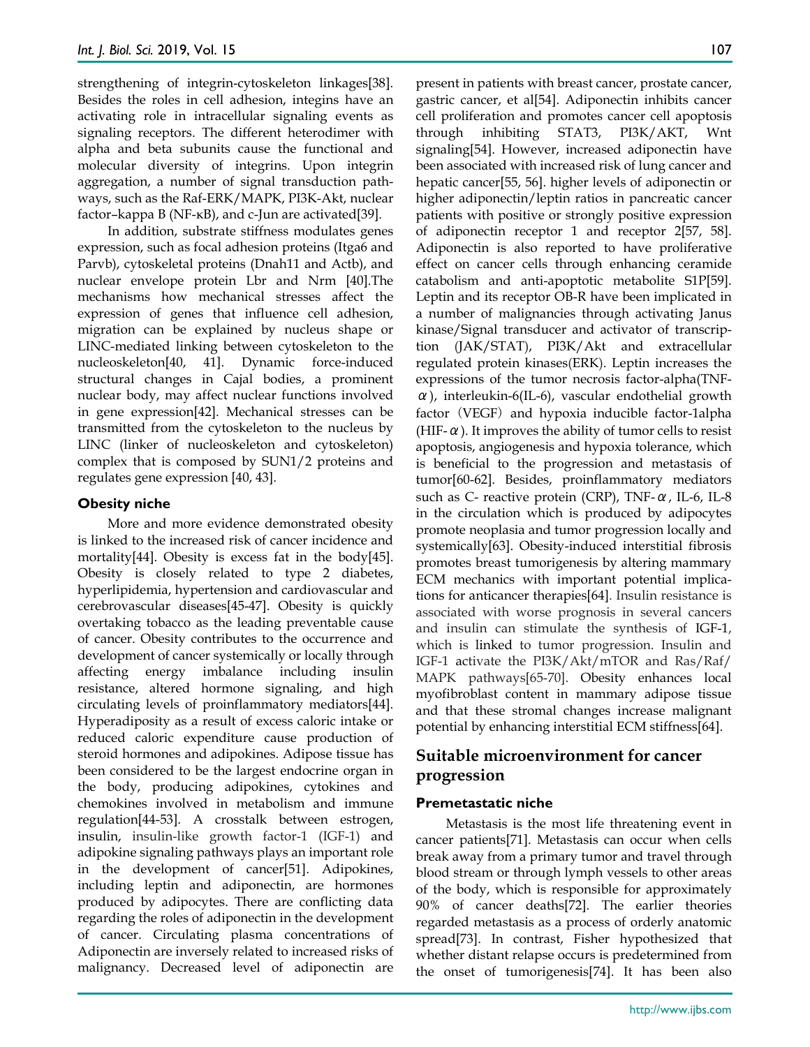strengthening of integrin-cytoskeleton linkages[38]. Besides the roles in cell adhesion, integins have an activating role in intracellular signaling events as signaling receptors. The different heterodimer with alpha and beta subunits cause the functional and molecular diversity of integrins. Upon integrin aggregation, a number of signal transduction pathways, such as the Raf-ERK/MAPK, PI3K-Akt, nuclear factor–kappa B (NF-κB), and c-Jun are activated[39].

In addition, substrate stiffness modulates genes expression, such as focal adhesion proteins (Itga6 and Parvb), cytoskeletal proteins (Dnah11 and Actb), and nuclear envelope protein Lbr and Nrm [40].The mechanisms how mechanical stresses affect the expression of genes that influence cell adhesion, migration can be explained by nucleus shape or LINC-mediated linking between cytoskeleton to the nucleoskeleton[40, 41]. Dynamic force-induced structural changes in Cajal bodies, a prominent nuclear body, may affect nuclear functions involved in gene expression[42]. Mechanical stresses can be transmitted from the cytoskeleton to the nucleus by LINC (linker of nucleoskeleton and cytoskeleton) complex that is composed by SUN1/2 proteins and regulates gene expression [40, 43].

### Obesity niche

More and more evidence demonstrated obesity is linked to the increased risk of cancer incidence and mortality[44]. Obesity is excess fat in the body[45]. Obesity is closely related to type 2 diabetes, hyperlipidemia, hypertension and cardiovascular and cerebrovascular diseases[45-47]. Obesity is quickly overtaking tobacco as the leading preventable cause of cancer. Obesity contributes to the occurrence and development of cancer systemically or locally through affecting energy imbalance including insulin resistance, altered hormone signaling, and high circulating levels of proinflammatory mediators[44]. Hyperadiposity as a result of excess caloric intake or reduced caloric expenditure cause production of steroid hormones and adipokines. Adipose tissue has been considered to be the largest endocrine organ in the body, producing adipokines, cytokines and chemokines involved in metabolism and immune regulation[44-53]. A crosstalk between estrogen, insulin, insulin-like growth factor-1 (IGF-1) and adipokine signaling pathways plays an important role in the development of cancer[51]. Adipokines, including leptin and adiponectin, are hormones produced by adipocytes. There are conflicting data regarding the roles of adiponectin in the development of cancer. Circulating plasma concentrations of Adiponectin are inversely related to increased risks of malignancy. Decreased level of adiponectin are present in patients with breast cancer, prostate cancer, gastric cancer, et al[54]. Adiponectin inhibits cancer cell proliferation and promotes cancer cell apoptosis through inhibiting STAT3, PI3K/AKT, Wnt signaling[54]. However, increased adiponectin have been associated with increased risk of lung cancer and hepatic cancer[55, 56]. higher levels of adiponectin or higher adiponectin/leptin ratios in pancreatic cancer patients with positive or strongly positive expression of adiponectin receptor 1 and receptor 2[57, 58]. Adiponectin is also reported to have proliferative effect on cancer cells through enhancing ceramide catabolism and anti-apoptotic metabolite S1P[59]. Leptin and its receptor OB-R have been implicated in a number of malignancies through activating Janus kinase/Signal transducer and activator of transcription (JAK/STAT), PI3K/Akt and extracellular regulated protein kinases(ERK). Leptin increases the expressions of the tumor necrosis factor-alpha(TNF-α), interleukin-6(IL-6), vascular endothelial growth factor（VEGF）and hypoxia inducible factor-1alpha (HIF-α). It improves the ability of tumor cells to resist apoptosis, angiogenesis and hypoxia tolerance, which is beneficial to the progression and metastasis of tumor[60-62]. Besides, proinflammatory mediators such as C- reactive protein (CRP), TNF-α, IL-6, IL-8 in the circulation which is produced by adipocytes promote neoplasia and tumor progression locally and systemically[63]. Obesity-induced interstitial fibrosis promotes breast tumorigenesis by altering mammary ECM mechanics with important potential implications for anticancer therapies[64]. Insulin resistance is associated with worse prognosis in several cancers and insulin can stimulate the synthesis of IGF-1, which is linked to tumor progression. Insulin and IGF-1 activate the PI3K/Akt/mTOR and Ras/Raf/MAPK pathways[65-70]. Obesity enhances local myofibroblast content in mammary adipose tissue and that these stromal changes increase malignant potential by enhancing interstitial ECM stiffness[64].

## Suitable microenvironment for cancer progression

### Premetastatic niche

Metastasis is the most life threatening event in cancer patients[71]. Metastasis can occur when cells break away from a primary tumor and travel through blood stream or through lymph vessels to other areas of the body, which is responsible for approximately 90% of cancer deaths[72]. The earlier theories regarded metastasis as a process of orderly anatomic spread[73]. In contrast, Fisher hypothesized that whether distant relapse occurs is predetermined from the onset of tumorigenesis[74]. It has been also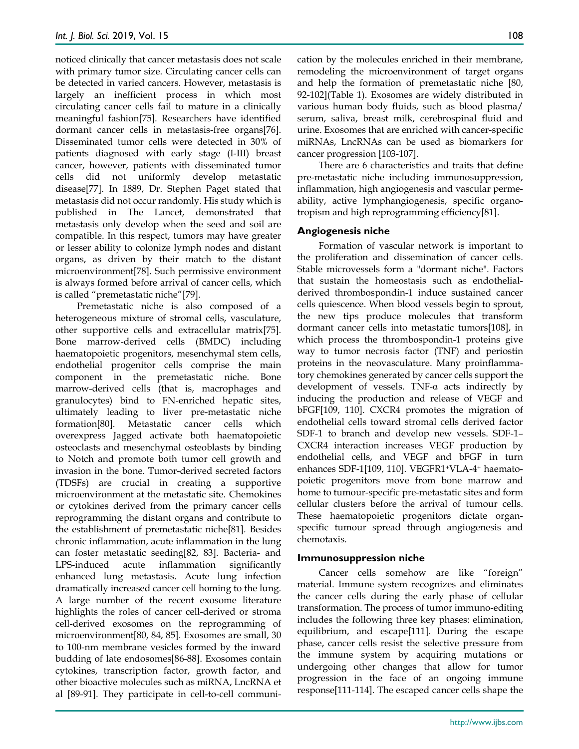noticed clinically that cancer metastasis does not scale with primary tumor size. Circulating cancer cells can be detected in varied cancers. However, metastasis is largely an inefficient process in which most circulating cancer cells fail to mature in a clinically meaningful fashion[75]. Researchers have identified dormant cancer cells in metastasis-free organs[76]. Disseminated tumor cells were detected in 30% of patients diagnosed with early stage (I-III) breast cancer, however, patients with disseminated tumor cells did not uniformly develop metastatic disease[77]. In 1889, Dr. Stephen Paget stated that metastasis did not occur randomly. His study which is published in The Lancet, demonstrated that metastasis only develop when the seed and soil are compatible. In this respect, tumors may have greater or lesser ability to colonize lymph nodes and distant organs, as driven by their match to the distant microenvironment[78]. Such permissive environment is always formed before arrival of cancer cells, which is called "premetastatic niche"[79].

Premetastatic niche is also composed of a heterogeneous mixture of stromal cells, vasculature, other supportive cells and extracellular matrix[75]. Bone marrow-derived cells (BMDC) including haematopoietic progenitors, mesenchymal stem cells, endothelial progenitor cells comprise the main component in the premetastatic niche. Bone marrow-derived cells (that is, macrophages and granulocytes) bind to FN-enriched hepatic sites, ultimately leading to liver pre-metastatic niche formation[80]. Metastatic cancer cells which overexpress Jagged activate both haematopoietic osteoclasts and mesenchymal osteoblasts by binding to Notch and promote both tumor cell growth and invasion in the bone. Tumor-derived secreted factors (TDSFs) are crucial in creating a supportive microenvironment at the metastatic site. Chemokines or cytokines derived from the primary cancer cells reprogramming the distant organs and contribute to the establishment of premetastatic niche[81]. Besides chronic inflammation, acute inflammation in the lung can foster metastatic seeding[82, 83]. Bacteria- and LPS-induced acute inflammation significantly enhanced lung metastasis. Acute lung infection dramatically increased cancer cell homing to the lung. A large number of the recent exosome literature highlights the roles of cancer cell-derived or stroma cell-derived exosomes on the reprogramming of microenvironment[80, 84, 85]. Exosomes are small, 30 to 100-nm membrane vesicles formed by the inward budding of late endosomes[86-88]. Exosomes contain cytokines, transcription factor, growth factor, and other bioactive molecules such as miRNA, LncRNA et al [89-91]. They participate in cell-to-cell communication by the molecules enriched in their membrane, remodeling the microenvironment of target organs and help the formation of premetastatic niche [80, 92-102](Table 1). Exosomes are widely distributed in various human body fluids, such as blood plasma/ serum, saliva, breast milk, cerebrospinal fluid and urine. Exosomes that are enriched with cancer-specific miRNAs, LncRNAs can be used as biomarkers for cancer progression [103-107].

There are 6 characteristics and traits that define pre-metastatic niche including immunosuppression, inflammation, high angiogenesis and vascular permeability, active lymphangiogenesis, specific organotropism and high reprogramming efficiency[81].

## Angiogenesis niche

Formation of vascular network is important to the proliferation and dissemination of cancer cells. Stable microvessels form a "dormant niche". Factors that sustain the homeostasis such as endothelial-derived thrombospondin-1 induce sustained cancer cells quiescence. When blood vessels begin to sprout, the new tips produce molecules that transform dormant cancer cells into metastatic tumors[108], in which process the thrombospondin-1 proteins give way to tumor necrosis factor (TNF) and periostin proteins in the neovasculature. Many proinflammatory chemokines generated by cancer cells support the development of vessels. TNF-α acts indirectly by inducing the production and release of VEGF and bFGF[109, 110]. CXCR4 promotes the migration of endothelial cells toward stromal cells derived factor SDF-1 to branch and develop new vessels. SDF-1–CXCR4 interaction increases VEGF production by endothelial cells, and VEGF and bFGF in turn enhances SDF-1[109, 110]. $VEGFR1^+VLA\text{-}4^+$ haematopoietic progenitors move from bone marrow and home to tumour-specific pre-metastatic sites and form cellular clusters before the arrival of tumour cells. These haematopoietic progenitors dictate organ-specific tumour spread through angiogenesis and chemotaxis.

## Immunosuppression niche

Cancer cells somehow are like "foreign" material. Immune system recognizes and eliminates the cancer cells during the early phase of cellular transformation. The process of tumor immuno-editing includes the following three key phases: elimination, equilibrium, and escape[111]. During the escape phase, cancer cells resist the selective pressure from the immune system by acquiring mutations or undergoing other changes that allow for tumor progression in the face of an ongoing immune response[111-114]. The escaped cancer cells shape the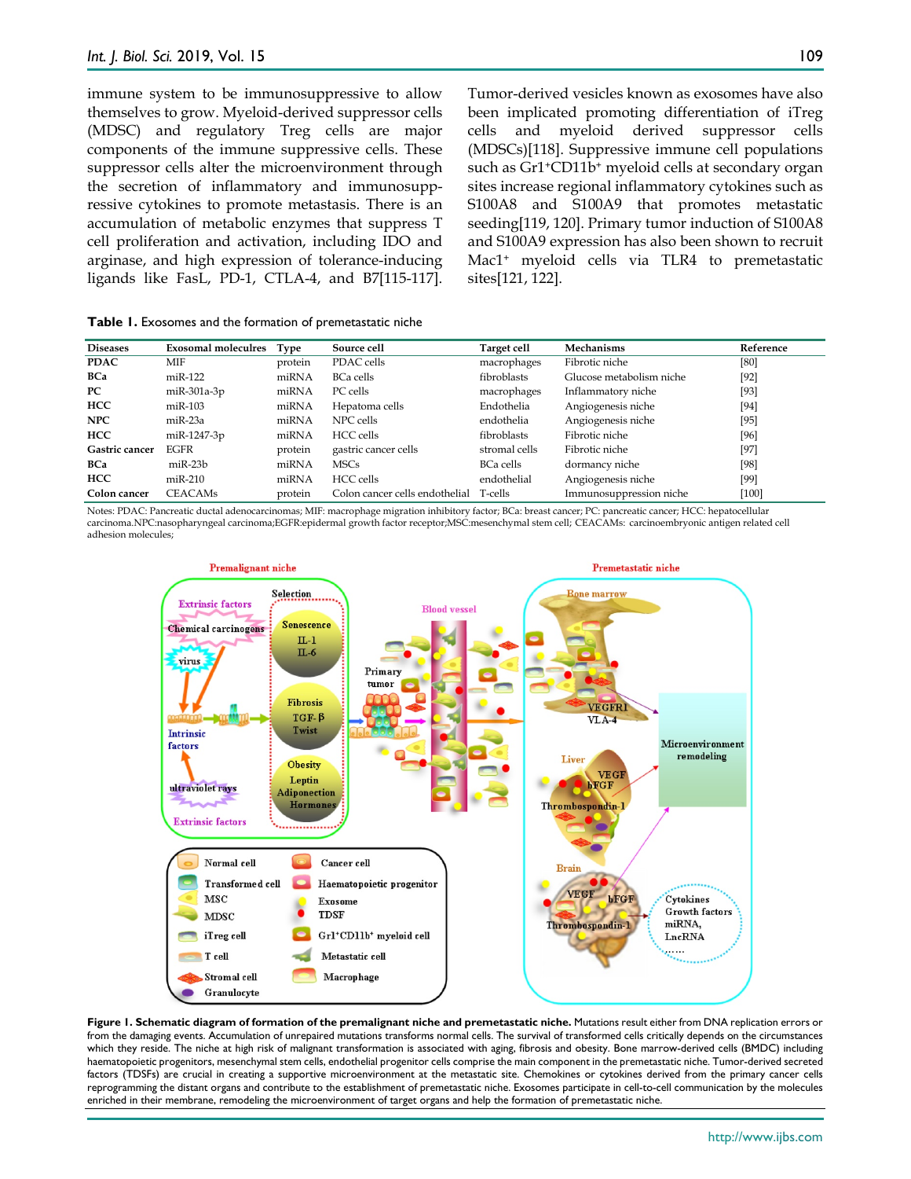immune system to be immunosuppressive to allow themselves to grow. Myeloid-derived suppressor cells (MDSC) and regulatory Treg cells are major components of the immune suppressive cells. These suppressor cells alter the microenvironment through the secretion of inflammatory and immunosuppressive cytokines to promote metastasis. There is an accumulation of metabolic enzymes that suppress T cell proliferation and activation, including IDO and arginase, and high expression of tolerance-inducing ligands like FasL, PD-1, CTLA-4, and B7[115-117]. Tumor-derived vesicles known as exosomes have also been implicated promoting differentiation of iTreg cells and myeloid derived suppressor cells (MDSCs)[118]. Suppressive immune cell populations such as $Gr1^{+}CD11b^{+}$ myeloid cells at secondary organ sites increase regional inflammatory cytokines such as S100A8 and S100A9 that promotes metastatic seeding[119, 120]. Primary tumor induction of S100A8 and S100A9 expression has also been shown to recruit $Mac1^{+}$ myeloid cells via TLR4 to premetastatic sites[121, 122].

**Table 1.** Exosomes and the formation of premetastatic niche

| Diseases | Exosomal moleculres | Type | Source cell | Target cell | Mechanisms | Reference |
|---|---|---|---|---|---|---|
| **PDAC** | MIF | protein | PDAC cells | macrophages | Fibrotic niche | [80] |
| **BCa** | miR-122 | miRNA | BCa cells | fibroblasts | Glucose metabolism niche | [92] |
| **PC** | miR-301a-3p | miRNA | PC cells | macrophages | Inflammatory niche | [93] |
| **HCC** | miR-103 | miRNA | Hepatoma cells | Endothelia | Angiogenesis niche | [94] |
| **NPC** | miR-23a | miRNA | NPC cells | endothelia | Angiogenesis niche | [95] |
| **HCC** | miR-1247-3p | miRNA | HCC cells | fibroblasts | Fibrotic niche | [96] |
| **Gastric cancer** | EGFR | protein | gastric cancer cells | stromal cells | Fibrotic niche | [97] |
| **BCa** | miR-23b | miRNA | MSCs | BCa cells | dormancy niche | [98] |
| **HCC** | miR-210 | miRNA | HCC cells | endothelial | Angiogenesis niche | [99] |
| **Colon cancer** | CEACAMs | protein | Colon cancer cells endothelial | T-cells | Immunosuppression niche | [100] |

Notes: PDAC: Pancreatic ductal adenocarcinomas; MIF: macrophage migration inhibitory factor; BCa: breast cancer; PC: pancreatic cancer; HCC: hepatocellular carcinoma.NPC:nasopharyngeal carcinoma;EGFR:epidermal growth factor receptor;MSC:mesenchymal stem cell; CEACAMs: carcinoembryonic antigen related cell adhesion molecules;

**Figure 1. Schematic diagram of formation of the premalignant niche and premetastatic niche.** Mutations result either from DNA replication errors or from the damaging events. Accumulation of unrepaired mutations transforms normal cells. The survival of transformed cells critically depends on the circumstances which they reside. The niche at high risk of malignant transformation is associated with aging, fibrosis and obesity. Bone marrow-derived cells (BMDC) including haematopoietic progenitors, mesenchymal stem cells, endothelial progenitor cells comprise the main component in the premetastatic niche. Tumor-derived secreted factors (TDSFs) are crucial in creating a supportive microenvironment at the metastatic site. Chemokines or cytokines derived from the primary cancer cells reprogramming the distant organs and contribute to the establishment of premetastatic niche. Exosomes participate in cell-to-cell communication by the molecules enriched in their membrane, remodeling the microenvironment of target organs and help the formation of premetastatic niche.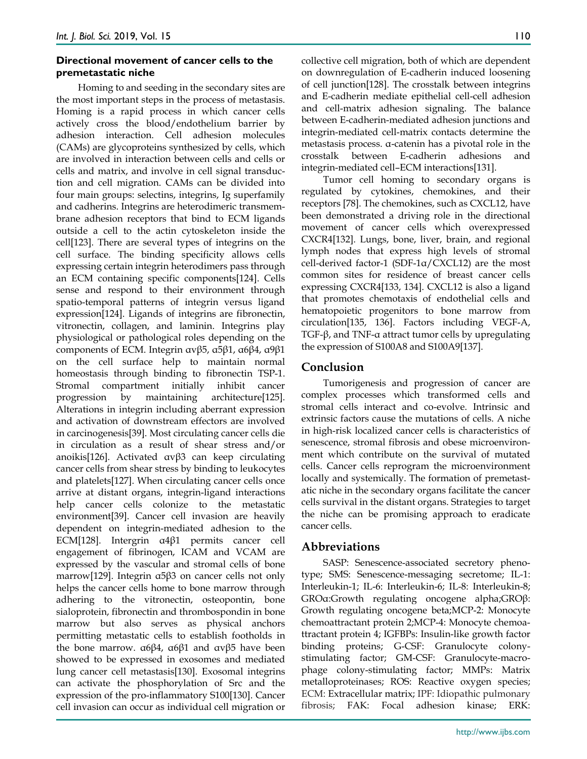### Directional movement of cancer cells to the premetastatic niche

Homing to and seeding in the secondary sites are the most important steps in the process of metastasis. Homing is a rapid process in which cancer cells actively cross the blood/endothelium barrier by adhesion interaction. Cell adhesion molecules (CAMs) are glycoproteins synthesized by cells, which are involved in interaction between cells and cells or cells and matrix, and involve in cell signal transduction and cell migration. CAMs can be divided into four main groups: selectins, integrins, Ig superfamily and cadherins. Integrins are heterodimeric transmembrane adhesion receptors that bind to ECM ligands outside a cell to the actin cytoskeleton inside the cell[123]. There are several types of integrins on the cell surface. The binding specificity allows cells expressing certain integrin heterodimers pass through an ECM containing specific components[124]. Cells sense and respond to their environment through spatio-temporal patterns of integrin versus ligand expression[124]. Ligands of integrins are fibronectin, vitronectin, collagen, and laminin. Integrins play physiological or pathological roles depending on the components of ECM. Integrin αvβ5, α5β1, α6β4, α9β1 on the cell surface help to maintain normal homeostasis through binding to fibronectin TSP-1. Stromal compartment initially inhibit cancer progression by maintaining architecture[125]. Alterations in integrin including aberrant expression and activation of downstream effectors are involved in carcinogenesis[39]. Most circulating cancer cells die in circulation as a result of shear stress and/or anoikis[126]. Activated αvβ3 can keep circulating cancer cells from shear stress by binding to leukocytes and platelets[127]. When circulating cancer cells once arrive at distant organs, integrin-ligand interactions help cancer cells colonize to the metastatic environment[39]. Cancer cell invasion are heavily dependent on integrin-mediated adhesion to the ECM[128]. Intergrin α4β1 permits cancer cell engagement of fibrinogen, ICAM and VCAM are expressed by the vascular and stromal cells of bone marrow[129]. Integrin α5β3 on cancer cells not only helps the cancer cells home to bone marrow through adhering to the vitronectin, osteopontin, bone sialoprotein, fibronectin and thrombospondin in bone marrow but also serves as physical anchors permitting metastatic cells to establish footholds in the bone marrow. α6β4, α6β1 and αvβ5 have been showed to be expressed in exosomes and mediated lung cancer cell metastasis[130]. Exosomal integrins can activate the phosphorylation of Src and the expression of the pro-inflammatory S100[130]. Cancer cell invasion can occur as individual cell migration or collective cell migration, both of which are dependent on downregulation of E-cadherin induced loosening of cell junction[128]. The crosstalk between integrins and E-cadherin mediate epithelial cell-cell adhesion and cell-matrix adhesion signaling. The balance between E-cadherin-mediated adhesion junctions and integrin-mediated cell-matrix contacts determine the metastasis process. α-catenin has a pivotal role in the crosstalk between E-cadherin adhesions and integrin-mediated cell–ECM interactions[131].

Tumor cell homing to secondary organs is regulated by cytokines, chemokines, and their receptors [78]. The chemokines, such as CXCL12, have been demonstrated a driving role in the directional movement of cancer cells which overexpressed CXCR4[132]. Lungs, bone, liver, brain, and regional lymph nodes that express high levels of stromal cell-derived factor-1 (SDF-1α/CXCL12) are the most common sites for residence of breast cancer cells expressing CXCR4[133, 134]. CXCL12 is also a ligand that promotes chemotaxis of endothelial cells and hematopoietic progenitors to bone marrow from circulation[135, 136]. Factors including VEGF-A, TGF-β, and TNF-α attract tumor cells by upregulating the expression of S100A8 and S100A9[137].

## Conclusion

Tumorigenesis and progression of cancer are complex processes which transformed cells and stromal cells interact and co-evolve. Intrinsic and extrinsic factors cause the mutations of cells. A niche in high-risk localized cancer cells is characteristics of senescence, stromal fibrosis and obese microenvironment which contribute on the survival of mutated cells. Cancer cells reprogram the microenvironment locally and systemically. The formation of premetastatic niche in the secondary organs facilitate the cancer cells survival in the distant organs. Strategies to target the niche can be promising approach to eradicate cancer cells.

## Abbreviations

SASP: Senescence-associated secretory phenotype; SMS: Senescence-messaging secretome; IL-1: Interleukin-1; IL-6: Interleukin-6; IL-8: Interleukin-8; GROα:Growth regulating oncogene alpha;GROβ: Growth regulating oncogene beta;MCP-2: Monocyte chemoattractant protein 2;MCP-4: Monocyte chemoattractant protein 4; IGFBPs: Insulin-like growth factor binding proteins; G-CSF: Granulocyte colony-stimulating factor; GM-CSF: Granulocyte-macrophage colony-stimulating factor; MMPs: Matrix metalloproteinases; ROS: Reactive oxygen species; ECM: Extracellular matrix; IPF: Idiopathic pulmonary fibrosis; FAK: Focal adhesion kinase; ERK: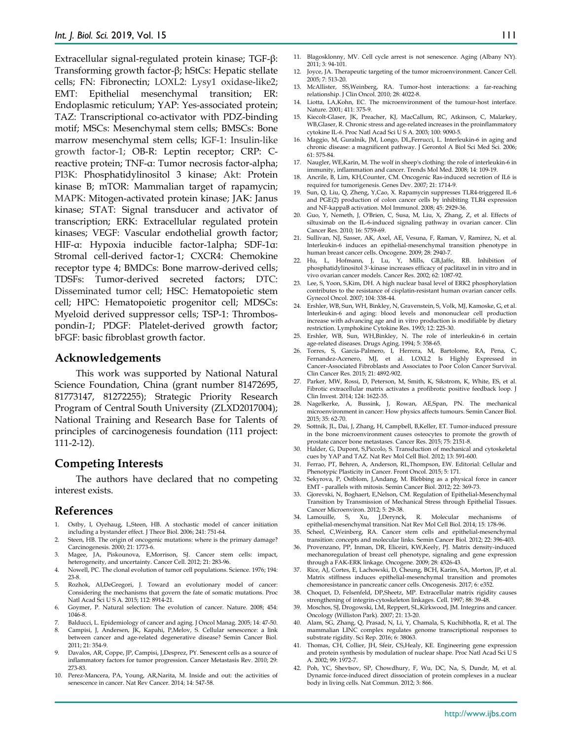Extracellular signal-regulated protein kinase; TGF-β: Transforming growth factor-β; hStCs: Hepatic stellate cells; FN: Fibronectin; LOXL2: Lysy1 oxidase-like2; EMT: Epithelial mesenchymal transition; ER: Endoplasmic reticulum; YAP: Yes-associated protein; TAZ: Transcriptional co-activator with PDZ-binding motif; MSCs: Mesenchymal stem cells; BMSCs: Bone marrow mesenchymal stem cells; IGF-1: Insulin-like growth factor-1; OB-R: Leptin receptor; CRP: C-reactive protein; TNF-α: Tumor necrosis factor-alpha; PI3K: Phosphatidylinositol 3 kinase; Akt: Protein kinase B; mTOR: Mammalian target of rapamycin; MAPK: Mitogen-activated protein kinase; JAK: Janus kinase; STAT: Signal transducer and activator of transcription; ERK: Extracellular regulated protein kinases; VEGF: Vascular endothelial growth factor; HIF-α: Hypoxia inducible factor-1alpha; SDF-1α: Stromal cell-derived factor-1; CXCR4: Chemokine receptor type 4; BMDCs: Bone marrow-derived cells; TDSFs: Tumor-derived secreted factors; DTC: Disseminated tumor cell; HSC: Hematopoietic stem cell; HPC: Hematopoietic progenitor cell; MDSCs: Myeloid derived suppressor cells; TSP-1: Thrombospondin-*1*; PDGF: Platelet-derived growth factor; bFGF: basic fibroblast growth factor.

## Acknowledgements

This work was supported by National Natural Science Foundation, China (grant number 81472695, 81773147, 81272255); Strategic Priority Research Program of Central South University (ZLXD2017004); National Training and Research Base for Talents of principles of carcinogenesis foundation (111 project: 111-2-12).

## Competing Interests

The authors have declared that no competing interest exists.

## References

1. Ostby, I, Oyehaug, L,Steen, HB. A stochastic model of cancer initiation including a bystander effect. J Theor Biol. 2006; 241: 751-64.
2. Steen, HB. The origin of oncogenic mutations: where is the primary damage? Carcinogenesis. 2000; 21: 1773-6.
3. Magee, JA, Piskounova, E,Morrison, SJ. Cancer stem cells: impact, heterogeneity, and uncertainty. Cancer Cell. 2012; 21: 283-96.
4. Nowell, PC. The clonal evolution of tumor cell populations. Science. 1976; 194: 23-8.
5. Rozhok, AI,DeGregori, J. Toward an evolutionary model of cancer: Considering the mechanisms that govern the fate of somatic mutations. Proc Natl Acad Sci U S A. 2015; 112: 8914-21.
6. Goymer, P. Natural selection: The evolution of cancer. Nature. 2008; 454: 1046-8.
7. Balducci, L. Epidemiology of cancer and aging. J Oncol Manag. 2005; 14: 47-50.
8. Campisi, J, Andersen, JK, Kapahi, P,Melov, S. Cellular senescence: a link between cancer and age-related degenerative disease? Semin Cancer Biol. 2011; 21: 354-9.
9. Davalos, AR, Coppe, JP, Campisi, J,Desprez, PY. Senescent cells as a source of inflammatory factors for tumor progression. Cancer Metastasis Rev. 2010; 29: 273-83.
10. Perez-Mancera, PA, Young, AR,Narita, M. Inside and out: the activities of senescence in cancer. Nat Rev Cancer. 2014; 14: 547-58.
11. Blagosklonny, MV. Cell cycle arrest is not senescence. Aging (Albany NY). 2011; 3: 94-101.
12. Joyce, JA. Therapeutic targeting of the tumor microenvironment. Cancer Cell. 2005; 7: 513-20.
13. McAllister, SS,Weinberg, RA. Tumor-host interactions: a far-reaching relationship. J Clin Oncol. 2010; 28: 4022-8.
14. Liotta, LA,Kohn, EC. The microenvironment of the tumour-host interface. Nature. 2001; 411: 375-9.
15. Kiecolt-Glaser, JK, Preacher, KJ, MacCallum, RC, Atkinson, C, Malarkey, WB,Glaser, R. Chronic stress and age-related increases in the proinflammatory cytokine IL-6. Proc Natl Acad Sci U S A. 2003; 100: 9090-5.
16. Maggio, M, Guralnik, JM, Longo, DL,Ferrucci, L. Interleukin-6 in aging and chronic disease: a magnificent pathway. J Gerontol A Biol Sci Med Sci. 2006; 61: 575-84.
17. Naugler, WE,Karin, M. The wolf in sheep's clothing: the role of interleukin-6 in immunity, inflammation and cancer. Trends Mol Med. 2008; 14: 109-19.
18. Ancrile, B, Lim, KH,Counter, CM. Oncogenic Ras-induced secretion of IL6 is required for tumorigenesis. Genes Dev. 2007; 21: 1714-9.
19. Sun, Q, Liu, Q, Zheng, Y,Cao, X. Rapamycin suppresses TLR4-triggered IL-6 and PGE(2) production of colon cancer cells by inhibiting TLR4 expression and NF-kappaB activation. Mol Immunol. 2008; 45: 2929-36.
20. Guo, Y, Nemeth, J, O'Brien, C, Susa, M, Liu, X, Zhang, Z, et al. Effects of siltuximab on the IL-6-induced signaling pathway in ovarian cancer. Clin Cancer Res. 2010; 16: 5759-69.
21. Sullivan, NJ, Sasser, AK, Axel, AE, Vesuna, F, Raman, V, Ramirez, N, et al. Interleukin-6 induces an epithelial-mesenchymal transition phenotype in human breast cancer cells. Oncogene. 2009; 28: 2940-7.
22. Hu, L, Hofmann, J, Lu, Y, Mills, GB,Jaffe, RB. Inhibition of phosphatidylinositol 3'-kinase increases efficacy of paclitaxel in in vitro and in vivo ovarian cancer models. Cancer Res. 2002; 62: 1087-92.
23. Lee, S, Yoon, S,Kim, DH. A high nuclear basal level of ERK2 phosphorylation contributes to the resistance of cisplatin-resistant human ovarian cancer cells. Gynecol Oncol. 2007; 104: 338-44.
24. Ershler, WB, Sun, WH, Binkley, N, Gravenstein, S, Volk, MJ, Kamoske, G, et al. Interleukin-6 and aging: blood levels and mononuclear cell production increase with advancing age and in vitro production is modifiable by dietary restriction. Lymphokine Cytokine Res. 1993; 12: 225-30.
25. Ershler, WB, Sun, WH,Binkley, N. The role of interleukin-6 in certain age-related diseases. Drugs Aging. 1994; 5: 358-65.
26. Torres, S, Garcia-Palmero, I, Herrera, M, Bartolome, RA, Pena, C, Fernandez-Acenero, MJ, et al. LOXL2 Is Highly Expressed in Cancer-Associated Fibroblasts and Associates to Poor Colon Cancer Survival. Clin Cancer Res. 2015; 21: 4892-902.
27. Parker, MW, Rossi, D, Peterson, M, Smith, K, Sikstrom, K, White, ES, et al. Fibrotic extracellular matrix activates a profibrotic positive feedback loop. J Clin Invest. 2014; 124: 1622-35.
28. Nagelkerke, A, Bussink, J, Rowan, AE,Span, PN. The mechanical microenvironment in cancer: How physics affects tumours. Semin Cancer Biol. 2015; 35: 62-70.
29. Sottnik, JL, Dai, J, Zhang, H, Campbell, B,Keller, ET. Tumor-induced pressure in the bone microenvironment causes osteocytes to promote the growth of prostate cancer bone metastases. Cancer Res. 2015; 75: 2151-8.
30. Halder, G, Dupont, S,Piccolo, S. Transduction of mechanical and cytoskeletal cues by YAP and TAZ. Nat Rev Mol Cell Biol. 2012; 13: 591-600.
31. Ferrao, PT, Behren, A, Anderson, RL,Thompson, EW. Editorial: Cellular and Phenotypic Plasticity in Cancer. Front Oncol. 2015; 5: 171.
32. Sekyrova, P, Ostblom, J,Andang, M. Blebbing as a physical force in cancer EMT - parallels with mitosis. Semin Cancer Biol. 2012; 22: 369-73.
33. Gjorevski, N, Boghaert, E,Nelson, CM. Regulation of Epithelial-Mesenchymal Transition by Transmission of Mechanical Stress through Epithelial Tissues. Cancer Microenviron. 2012; 5: 29-38.
34. Lamouille, S, Xu, J,Derynck, R. Molecular mechanisms of epithelial-mesenchymal transition. Nat Rev Mol Cell Biol. 2014; 15: 178-96.
35. Scheel, C,Weinberg, RA. Cancer stem cells and epithelial-mesenchymal transition: concepts and molecular links. Semin Cancer Biol. 2012; 22: 396-403.
36. Provenzano, PP, Inman, DR, Eliceiri, KW,Keely, PJ. Matrix density-induced mechanoregulation of breast cell phenotype, signaling and gene expression through a FAK-ERK linkage. Oncogene. 2009; 28: 4326-43.
37. Rice, AJ, Cortes, E, Lachowski, D, Cheung, BCH, Karim, SA, Morton, JP, et al. Matrix stiffness induces epithelial-mesenchymal transition and promotes chemoresistance in pancreatic cancer cells. Oncogenesis. 2017; 6: e352.
38. Choquet, D, Felsenfeld, DP,Sheetz, MP. Extracellular matrix rigidity causes strengthening of integrin-cytoskeleton linkages. Cell. 1997; 88: 39-48.
39. Moschos, SJ, Drogowski, LM, Reppert, SL,Kirkwood, JM. Integrins and cancer. Oncology (Williston Park). 2007; 21: 13-20.
40. Alam, SG, Zhang, Q, Prasad, N, Li, Y, Chamala, S, Kuchibhotla, R, et al. The mammalian LINC complex regulates genome transcriptional responses to substrate rigidity. Sci Rep. 2016; 6: 38063.
41. Thomas, CH, Collier, JH, Sfeir, CS,Healy, KE. Engineering gene expression and protein synthesis by modulation of nuclear shape. Proc Natl Acad Sci U S A. 2002; 99: 1972-7.
42. Poh, YC, Shevtsov, SP, Chowdhury, F, Wu, DC, Na, S, Dundr, M, et al. Dynamic force-induced direct dissociation of protein complexes in a nuclear body in living cells. Nat Commun. 2012; 3: 866.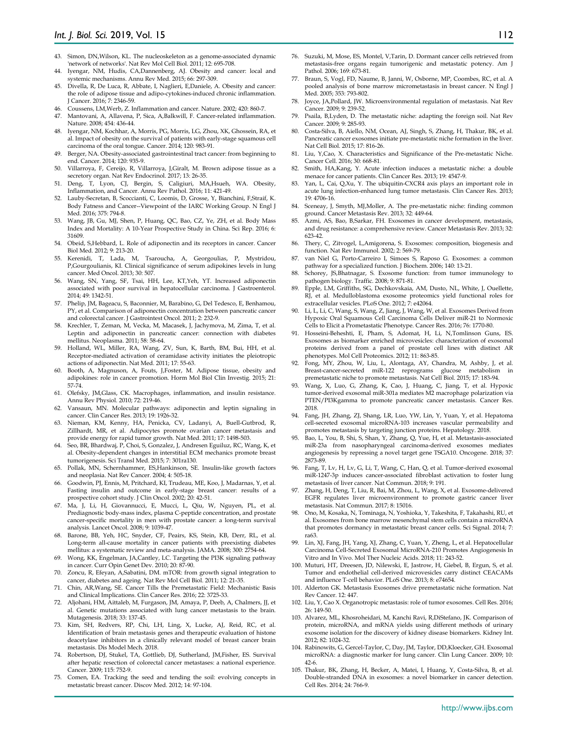43. Simon, DN,Wilson, KL. The nucleoskeleton as a genome-associated dynamic 'network of networks'. Nat Rev Mol Cell Biol. 2011; 12: 695-708.
44. Iyengar, NM, Hudis, CA,Dannenberg, AJ. Obesity and cancer: local and systemic mechanisms. Annu Rev Med. 2015; 66: 297-309.
45. Divella, R, De Luca, R, Abbate, I, Naglieri, E,Daniele, A. Obesity and cancer: the role of adipose tissue and adipo-cytokines-induced chronic inflammation. J Cancer. 2016; 7: 2346-59.
46. Coussens, LM,Werb, Z. Inflammation and cancer. Nature. 2002; 420: 860-7.
47. Mantovani, A, Allavena, P, Sica, A,Balkwill, F. Cancer-related inflammation. Nature. 2008; 454: 436-44.
48. Iyengar, NM, Kochhar, A, Morris, PG, Morris, LG, Zhou, XK, Ghossein, RA, et al. Impact of obesity on the survival of patients with early-stage squamous cell carcinoma of the oral tongue. Cancer. 2014; 120: 983-91.
49. Berger, NA. Obesity-associated gastrointestinal tract cancer: from beginning to end. Cancer. 2014; 120: 935-9.
50. Villarroya, F, Cereijo, R, Villarroya, J,Giralt, M. Brown adipose tissue as a secretory organ. Nat Rev Endocrinol. 2017; 13: 26-35.
51. Deng, T, Lyon, CJ, Bergin, S, Caligiuri, MA,Hsueh, WA. Obesity, Inflammation, and Cancer. Annu Rev Pathol. 2016; 11: 421-49.
52. Lauby-Secretan, B, Scoccianti, C, Loomis, D, Grosse, Y, Bianchini, F,Straif, K. Body Fatness and Cancer--Viewpoint of the IARC Working Group. N Engl J Med. 2016; 375: 794-8.
53. Wang, JB, Gu, MJ, Shen, P, Huang, QC, Bao, CZ, Ye, ZH, et al. Body Mass Index and Mortality: A 10-Year Prospective Study in China. Sci Rep. 2016; 6: 31609.
54. Obeid, S,Hebbard, L. Role of adiponectin and its receptors in cancer. Cancer Biol Med. 2012; 9: 213-20.
55. Kerenidi, T, Lada, M, Tsaroucha, A, Georgoulias, P, Mystridou, P,Gourgoulianis, KI. Clinical significance of serum adipokines levels in lung cancer. Med Oncol. 2013; 30: 507.
56. Wang, SN, Yang, SF, Tsai, HH, Lee, KT,Yeh, YT. Increased adiponectin associated with poor survival in hepatocellular carcinoma. J Gastroenterol. 2014; 49: 1342-51.
57. Phelip, JM, Bageacu, S, Baconnier, M, Barabino, G, Del Tedesco, E, Benhamou, PY, et al. Comparison of adiponectin concentration between pancreatic cancer and colorectal cancer. J Gastrointest Oncol. 2011; 2: 232-9.
58. Krechler, T, Zeman, M, Vecka, M, Macasek, J, Jachymova, M, Zima, T, et al. Leptin and adiponectin in pancreatic cancer: connection with diabetes mellitus. Neoplasma. 2011; 58: 58-64.
59. Holland, WL, Miller, RA, Wang, ZV, Sun, K, Barth, BM, Bui, HH, et al. Receptor-mediated activation of ceramidase activity initiates the pleiotropic actions of adiponectin. Nat Med. 2011; 17: 55-63.
60. Booth, A, Magnuson, A, Fouts, J,Foster, M. Adipose tissue, obesity and adipokines: role in cancer promotion. Horm Mol Biol Clin Investig. 2015; 21: 57-74.
61. Olefsky, JM,Glass, CK. Macrophages, inflammation, and insulin resistance. Annu Rev Physiol. 2010; 72: 219-46.
62. Vansaun, MN. Molecular pathways: adiponectin and leptin signaling in cancer. Clin Cancer Res. 2013; 19: 1926-32.
63. Nieman, KM, Kenny, HA, Penicka, CV, Ladanyi, A, Buell-Gutbrod, R, Zillhardt, MR, et al. Adipocytes promote ovarian cancer metastasis and provide energy for rapid tumor growth. Nat Med. 2011; 17: 1498-503.
64. Seo, BR, Bhardwaj, P, Choi, S, Gonzalez, J, Andresen Eguiluz, RC, Wang, K, et al. Obesity-dependent changes in interstitial ECM mechanics promote breast tumorigenesis. Sci Transl Med. 2015; 7: 301ra130.
65. Pollak, MN, Schernhammer, ES,Hankinson, SE. Insulin-like growth factors and neoplasia. Nat Rev Cancer. 2004; 4: 505-18.
66. Goodwin, PJ, Ennis, M, Pritchard, KI, Trudeau, ME, Koo, J, Madarnas, Y, et al. Fasting insulin and outcome in early-stage breast cancer: results of a prospective cohort study. J Clin Oncol. 2002; 20: 42-51.
67. Ma, J, Li, H, Giovannucci, E, Mucci, L, Qiu, W, Nguyen, PL, et al. Prediagnostic body-mass index, plasma C-peptide concentration, and prostate cancer-specific mortality in men with prostate cancer: a long-term survival analysis. Lancet Oncol. 2008; 9: 1039-47.
68. Barone, BB, Yeh, HC, Snyder, CF, Peairs, KS, Stein, KB, Derr, RL, et al. Long-term all-cause mortality in cancer patients with preexisting diabetes mellitus: a systematic review and meta-analysis. JAMA. 2008; 300: 2754-64.
69. Wong, KK, Engelman, JA,Cantley, LC. Targeting the PI3K signaling pathway in cancer. Curr Opin Genet Dev. 2010; 20: 87-90.
70. Zoncu, R, Efeyan, A,Sabatini, DM. mTOR: from growth signal integration to cancer, diabetes and ageing. Nat Rev Mol Cell Biol. 2011; 12: 21-35.
71. Chin, AR,Wang, SE. Cancer Tills the Premetastatic Field: Mechanistic Basis and Clinical Implications. Clin Cancer Res. 2016; 22: 3725-33.
72. Aljohani, HM, Aittaleb, M, Furgason, JM, Amaya, P, Deeb, A, Chalmers, JJ, et al. Genetic mutations associated with lung cancer metastasis to the brain. Mutagenesis. 2018; 33: 137-45.
73. Kim, SH, Redvers, RP, Chi, LH, Ling, X, Lucke, AJ, Reid, RC, et al. Identification of brain metastasis genes and therapeutic evaluation of histone deacetylase inhibitors in a clinically relevant model of breast cancer brain metastasis. Dis Model Mech. 2018.
74. Robertson, DJ, Stukel, TA, Gottlieb, DJ, Sutherland, JM,Fisher, ES. Survival after hepatic resection of colorectal cancer metastases: a national experience. Cancer. 2009; 115: 752-9.
75. Comen, EA. Tracking the seed and tending the soil: evolving concepts in metastatic breast cancer. Discov Med. 2012; 14: 97-104.
76. Suzuki, M, Mose, ES, Montel, V,Tarin, D. Dormant cancer cells retrieved from metastasis-free organs regain tumorigenic and metastatic potency. Am J Pathol. 2006; 169: 673-81.
77. Braun, S, Vogl, FD, Naume, B, Janni, W, Osborne, MP, Coombes, RC, et al. A pooled analysis of bone marrow micrometastasis in breast cancer. N Engl J Med. 2005; 353: 793-802.
78. Joyce, JA,Pollard, JW. Microenvironmental regulation of metastasis. Nat Rev Cancer. 2009; 9: 239-52.
79. Psaila, B,Lyden, D. The metastatic niche: adapting the foreign soil. Nat Rev Cancer. 2009; 9: 285-93.
80. Costa-Silva, B, Aiello, NM, Ocean, AJ, Singh, S, Zhang, H, Thakur, BK, et al. Pancreatic cancer exosomes initiate pre-metastatic niche formation in the liver. Nat Cell Biol. 2015; 17: 816-26.
81. Liu, Y,Cao, X. Characteristics and Significance of the Pre-metastatic Niche. Cancer Cell. 2016; 30: 668-81.
82. Smith, HA,Kang, Y. Acute infection induces a metastatic niche: a double menace for cancer patients. Clin Cancer Res. 2013; 19: 4547-9.
83. Yan, L, Cai, Q,Xu, Y. The ubiquitin-CXCR4 axis plays an important role in acute lung infection-enhanced lung tumor metastasis. Clin Cancer Res. 2013; 19: 4706-16.
84. Sceneay, J, Smyth, MJ,Moller, A. The pre-metastatic niche: finding common ground. Cancer Metastasis Rev. 2013; 32: 449-64.
85. Azmi, AS, Bao, B,Sarkar, FH. Exosomes in cancer development, metastasis, and drug resistance: a comprehensive review. Cancer Metastasis Rev. 2013; 32: 623-42.
86. Thery, C, Zitvogel, L,Amigorena, S. Exosomes: composition, biogenesis and function. Nat Rev Immunol. 2002; 2: 569-79.
87. van Niel G, Porto-Carreiro I, Simoes S, Raposo G. Exosomes: a common pathway for a specialized function. J Biochem. 2006; 140: 13-21.
88. Schorey, JS,Bhatnagar, S. Exosome function: from tumor immunology to pathogen biology. Traffic. 2008; 9: 871-81.
89. Epple, LM, Griffiths, SG, Dechkovskaia, AM, Dusto, NL, White, J, Ouellette, RJ, et al. Medulloblastoma exosome proteomics yield functional roles for extracellular vesicles. PLoS One. 2012; 7: e42064.
90. Li, L, Li, C, Wang, S, Wang, Z, Jiang, J, Wang, W, et al. Exosomes Derived from Hypoxic Oral Squamous Cell Carcinoma Cells Deliver miR-21 to Normoxic Cells to Elicit a Prometastatic Phenotype. Cancer Res. 2016; 76: 1770-80.
91. Hosseini-Beheshti, E, Pham, S, Adomat, H, Li, N,Tomlinson Guns, ES. Exosomes as biomarker enriched microvesicles: characterization of exosomal proteins derived from a panel of prostate cell lines with distinct AR phenotypes. Mol Cell Proteomics. 2012; 11: 863-85.
92. Fong, MY, Zhou, W, Liu, L, Alontaga, AY, Chandra, M, Ashby, J, et al. Breast-cancer-secreted miR-122 reprograms glucose metabolism in premetastatic niche to promote metastasis. Nat Cell Biol. 2015; 17: 183-94.
93. Wang, X, Luo, G, Zhang, K, Cao, J, Huang, C, Jiang, T, et al. Hypoxic tumor-derived exosomal miR-301a mediates M2 macrophage polarization via PTEN/PI3Kgamma to promote pancreatic cancer metastasis. Cancer Res. 2018.
94. Fang, JH, Zhang, ZJ, Shang, LR, Luo, YW, Lin, Y, Yuan, Y, et al. Hepatoma cell-secreted exosomal microRNA-103 increases vascular permeability and promotes metastasis by targeting junction proteins. Hepatology. 2018.
95. Bao, L, You, B, Shi, S, Shan, Y, Zhang, Q, Yue, H, et al. Metastasis-associated miR-23a from nasopharyngeal carcinoma-derived exosomes mediates angiogenesis by repressing a novel target gene TSGA10. Oncogene. 2018; 37: 2873-89.
96. Fang, T, Lv, H, Lv, G, Li, T, Wang, C, Han, Q, et al. Tumor-derived exosomal miR-1247-3p induces cancer-associated fibroblast activation to foster lung metastasis of liver cancer. Nat Commun. 2018; 9: 191.
97. Zhang, H, Deng, T, Liu, R, Bai, M, Zhou, L, Wang, X, et al. Exosome-delivered EGFR regulates liver microenvironment to promote gastric cancer liver metastasis. Nat Commun. 2017; 8: 15016.
98. Ono, M, Kosaka, N, Tominaga, N, Yoshioka, Y, Takeshita, F, Takahashi, RU, et al. Exosomes from bone marrow mesenchymal stem cells contain a microRNA that promotes dormancy in metastatic breast cancer cells. Sci Signal. 2014; 7: ra63.
99. Lin, XJ, Fang, JH, Yang, XJ, Zhang, C, Yuan, Y, Zheng, L, et al. Hepatocellular Carcinoma Cell-Secreted Exosomal MicroRNA-210 Promotes Angiogenesis In Vitro and In Vivo. Mol Ther Nucleic Acids. 2018; 11: 243-52.
100. Muturi, HT, Dreesen, JD, Nilewski, E, Jastrow, H, Giebel, B, Ergun, S, et al. Tumor and endothelial cell-derived microvesicles carry distinct CEACAMs and influence T-cell behavior. PLoS One. 2013; 8: e74654.
101. Alderton GK. Metastasis Exosomes drive premetastatic niche formation. Nat Rev Cancer. 12: 447.
102. Liu, Y, Cao X. Organotropic metastasis: role of tumor exosomes. Cell Res. 2016; 26: 149-50.
103. Alvarez, ML, Khosroheidari, M, Kanchi Ravi, R,DiStefano, JK. Comparison of protein, microRNA, and mRNA yields using different methods of urinary exosome isolation for the discovery of kidney disease biomarkers. Kidney Int. 2012; 82: 1024-32.
104. Rabinowits, G, Gercel-Taylor, C, Day, JM, Taylor, DD,Kloecker, GH. Exosomal microRNA: a diagnostic marker for lung cancer. Clin Lung Cancer. 2009; 10: 42-6.
105. Thakur, BK, Zhang, H, Becker, A, Matei, I, Huang, Y, Costa-Silva, B, et al. Double-stranded DNA in exosomes: a novel biomarker in cancer detection. Cell Res. 2014; 24: 766-9.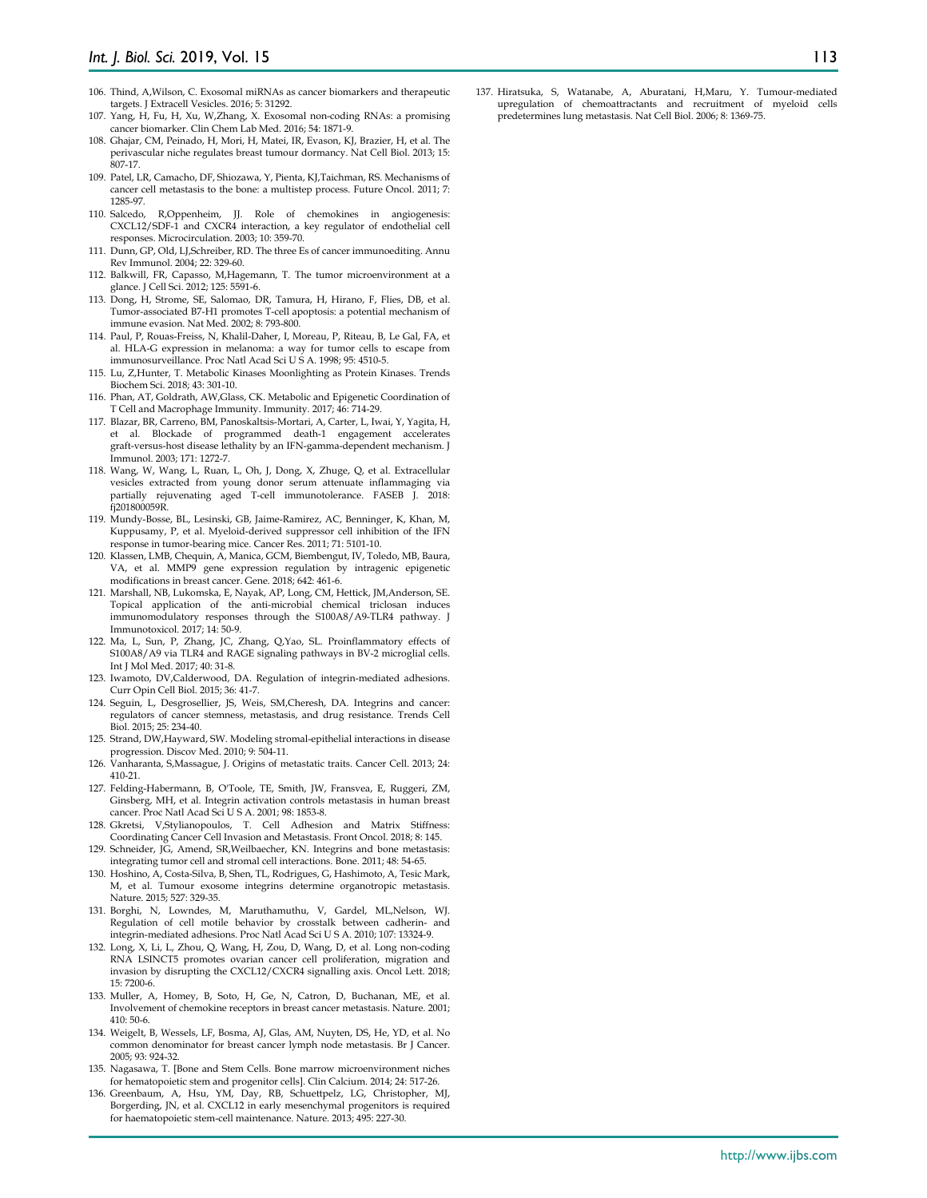106. Thind, A,Wilson, C. Exosomal miRNAs as cancer biomarkers and therapeutic targets. J Extracell Vesicles. 2016; 5: 31292.
107. Yang, H, Fu, H, Xu, W,Zhang, X. Exosomal non-coding RNAs: a promising cancer biomarker. Clin Chem Lab Med. 2016; 54: 1871-9.
108. Ghajar, CM, Peinado, H, Mori, H, Matei, IR, Evason, KJ, Brazier, H, et al. The perivascular niche regulates breast tumour dormancy. Nat Cell Biol. 2013; 15: 807-17.
109. Patel, LR, Camacho, DF, Shiozawa, Y, Pienta, KJ,Taichman, RS. Mechanisms of cancer cell metastasis to the bone: a multistep process. Future Oncol. 2011; 7: 1285-97.
110. Salcedo, R,Oppenheim, JJ. Role of chemokines in angiogenesis: CXCL12/SDF-1 and CXCR4 interaction, a key regulator of endothelial cell responses. Microcirculation. 2003; 10: 359-70.
111. Dunn, GP, Old, LJ,Schreiber, RD. The three Es of cancer immunoediting. Annu Rev Immunol. 2004; 22: 329-60.
112. Balkwill, FR, Capasso, M,Hagemann, T. The tumor microenvironment at a glance. J Cell Sci. 2012; 125: 5591-6.
113. Dong, H, Strome, SE, Salomao, DR, Tamura, H, Hirano, F, Flies, DB, et al. Tumor-associated B7-H1 promotes T-cell apoptosis: a potential mechanism of immune evasion. Nat Med. 2002; 8: 793-800.
114. Paul, P, Rouas-Freiss, N, Khalil-Daher, I, Moreau, P, Riteau, B, Le Gal, FA, et al. HLA-G expression in melanoma: a way for tumor cells to escape from immunosurveillance. Proc Natl Acad Sci U S A. 1998; 95: 4510-5.
115. Lu, Z,Hunter, T. Metabolic Kinases Moonlighting as Protein Kinases. Trends Biochem Sci. 2018; 43: 301-10.
116. Phan, AT, Goldrath, AW,Glass, CK. Metabolic and Epigenetic Coordination of T Cell and Macrophage Immunity. Immunity. 2017; 46: 714-29.
117. Blazar, BR, Carreno, BM, Panoskaltsis-Mortari, A, Carter, L, Iwai, Y, Yagita, H, et al. Blockade of programmed death-1 engagement accelerates graft-versus-host disease lethality by an IFN-gamma-dependent mechanism. J Immunol. 2003; 171: 1272-7.
118. Wang, W, Wang, L, Ruan, L, Oh, J, Dong, X, Zhuge, Q, et al. Extracellular vesicles extracted from young donor serum attenuate inflammaging via partially rejuvenating aged T-cell immunotolerance. FASEB J. 2018: fj201800059R.
119. Mundy-Bosse, BL, Lesinski, GB, Jaime-Ramirez, AC, Benninger, K, Khan, M, Kuppusamy, P, et al. Myeloid-derived suppressor cell inhibition of the IFN response in tumor-bearing mice. Cancer Res. 2011; 71: 5101-10.
120. Klassen, LMB, Chequin, A, Manica, GCM, Biembengut, IV, Toledo, MB, Baura, VA, et al. MMP9 gene expression regulation by intragenic epigenetic modifications in breast cancer. Gene. 2018; 642: 461-6.
121. Marshall, NB, Lukomska, E, Nayak, AP, Long, CM, Hettick, JM,Anderson, SE. Topical application of the anti-microbial chemical triclosan induces immunomodulatory responses through the S100A8/A9-TLR4 pathway. J Immunotoxicol. 2017; 14: 50-9.
122. Ma, L, Sun, P, Zhang, JC, Zhang, Q,Yao, SL. Proinflammatory effects of S100A8/A9 via TLR4 and RAGE signaling pathways in BV-2 microglial cells. Int J Mol Med. 2017; 40: 31-8.
123. Iwamoto, DV,Calderwood, DA. Regulation of integrin-mediated adhesions. Curr Opin Cell Biol. 2015; 36: 41-7.
124. Seguin, L, Desgrosellier, JS, Weis, SM,Cheresh, DA. Integrins and cancer: regulators of cancer stemness, metastasis, and drug resistance. Trends Cell Biol. 2015; 25: 234-40.
125. Strand, DW,Hayward, SW. Modeling stromal-epithelial interactions in disease progression. Discov Med. 2010; 9: 504-11.
126. Vanharanta, S,Massague, J. Origins of metastatic traits. Cancer Cell. 2013; 24: 410-21.
127. Felding-Habermann, B, O'Toole, TE, Smith, JW, Fransvea, E, Ruggeri, ZM, Ginsberg, MH, et al. Integrin activation controls metastasis in human breast cancer. Proc Natl Acad Sci U S A. 2001; 98: 1853-8.
128. Gkretsi, V,Stylianopoulos, T. Cell Adhesion and Matrix Stiffness: Coordinating Cancer Cell Invasion and Metastasis. Front Oncol. 2018; 8: 145.
129. Schneider, JG, Amend, SR,Weilbaecher, KN. Integrins and bone metastasis: integrating tumor cell and stromal cell interactions. Bone. 2011; 48: 54-65.
130. Hoshino, A, Costa-Silva, B, Shen, TL, Rodrigues, G, Hashimoto, A, Tesic Mark, M, et al. Tumour exosome integrins determine organotropic metastasis. Nature. 2015; 527: 329-35.
131. Borghi, N, Lowndes, M, Maruthamuthu, V, Gardel, ML,Nelson, WJ. Regulation of cell motile behavior by crosstalk between cadherin- and integrin-mediated adhesions. Proc Natl Acad Sci U S A. 2010; 107: 13324-9.
132. Long, X, Li, L, Zhou, Q, Wang, H, Zou, D, Wang, D, et al. Long non-coding RNA LSINCT5 promotes ovarian cancer cell proliferation, migration and invasion by disrupting the CXCL12/CXCR4 signalling axis. Oncol Lett. 2018; 15: 7200-6.
133. Muller, A, Homey, B, Soto, H, Ge, N, Catron, D, Buchanan, ME, et al. Involvement of chemokine receptors in breast cancer metastasis. Nature. 2001; 410: 50-6.
134. Weigelt, B, Wessels, LF, Bosma, AJ, Glas, AM, Nuyten, DS, He, YD, et al. No common denominator for breast cancer lymph node metastasis. Br J Cancer. 2005; 93: 924-32.
135. Nagasawa, T. [Bone and Stem Cells. Bone marrow microenvironment niches for hematopoietic stem and progenitor cells]. Clin Calcium. 2014; 24: 517-26.
136. Greenbaum, A, Hsu, YM, Day, RB, Schuettpelz, LG, Christopher, MJ, Borgerding, JN, et al. CXCL12 in early mesenchymal progenitors is required for haematopoietic stem-cell maintenance. Nature. 2013; 495: 227-30.
137. Hiratsuka, S, Watanabe, A, Aburatani, H,Maru, Y. Tumour-mediated upregulation of chemoattractants and recruitment of myeloid cells predetermines lung metastasis. Nat Cell Biol. 2006; 8: 1369-75.